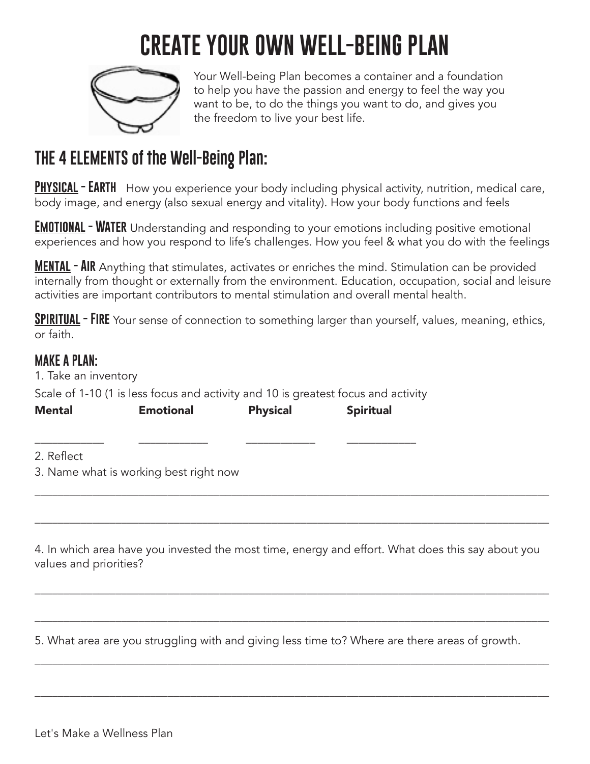# CREATE YOUR OWN WELL-BEING PLAN

Your Well-being Plan becomes a container and a foundation to help you have the passion and energy to feel the way you want to be, to do the things you want to do, and gives you the freedom to live your best life.

## THE 4 ELEMENTS of the Well-Being Plan:

**PHYSICAL - EARTH** How you experience your body including physical activity, nutrition, medical care, body image, and energy (also sexual energy and vitality). How your body functions and feels

**EMOTIONAL - WATER** Understanding and responding to your emotions including positive emotional experiences and how you respond to life's challenges. How you feel & what you do with the feelings

**MENTAL - AIR** Anything that stimulates, activates or enriches the mind. Stimulation can be provided internally from thought or externally from the environment. Education, occupation, social and leisure activities are important contributors to mental stimulation and overall mental health.

**SPIRITUAL - FIRE** Your sense of connection to something larger than yourself, values, meaning, ethics, or faith.

### MAKE A PLAN:

1. Take an inventory

Scale of 1-10 (1 is less focus and activity and 10 is greatest focus and activity

| Mental | Emotional | Physical | Spiritual |
|---|---|---|---|
| ____________ | ____________ | ____________ | ____________ |

2. Reflect
3. Name what is working best right now

______________________________________________________________________________

______________________________________________________________________________

4. In which area have you invested the most time, energy and effort. What does this say about you values and priorities?

______________________________________________________________________________

______________________________________________________________________________

5. What area are you struggling with and giving less time to? Where are there areas of growth.

______________________________________________________________________________

______________________________________________________________________________

Let's Make a Wellness Plan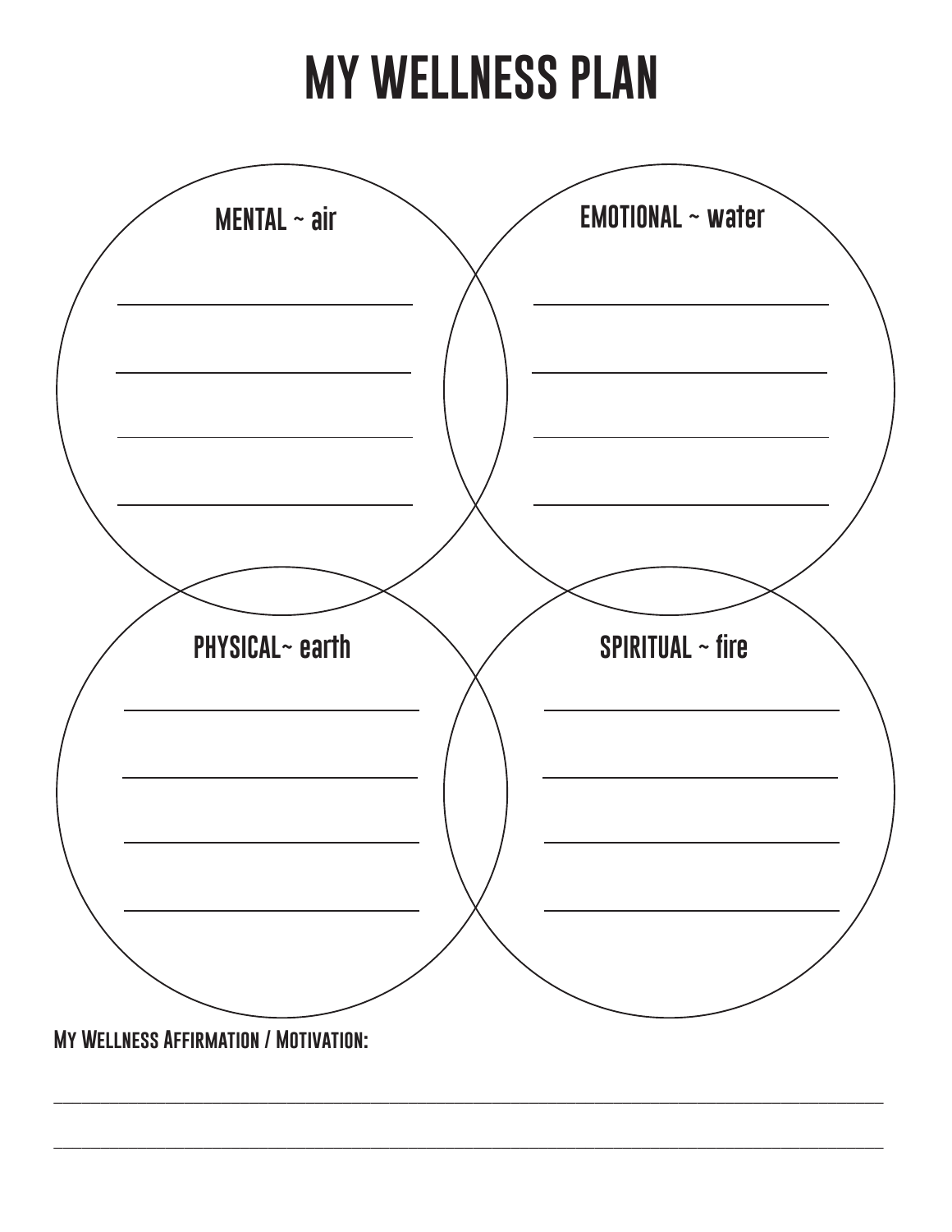# MY WELLNESS PLAN

**MENTAL ~ air**

**EMOTIONAL ~ water**

**PHYSICAL~ earth**

**SPIRITUAL ~ fire**

**My Wellness Affirmation / Motivation:**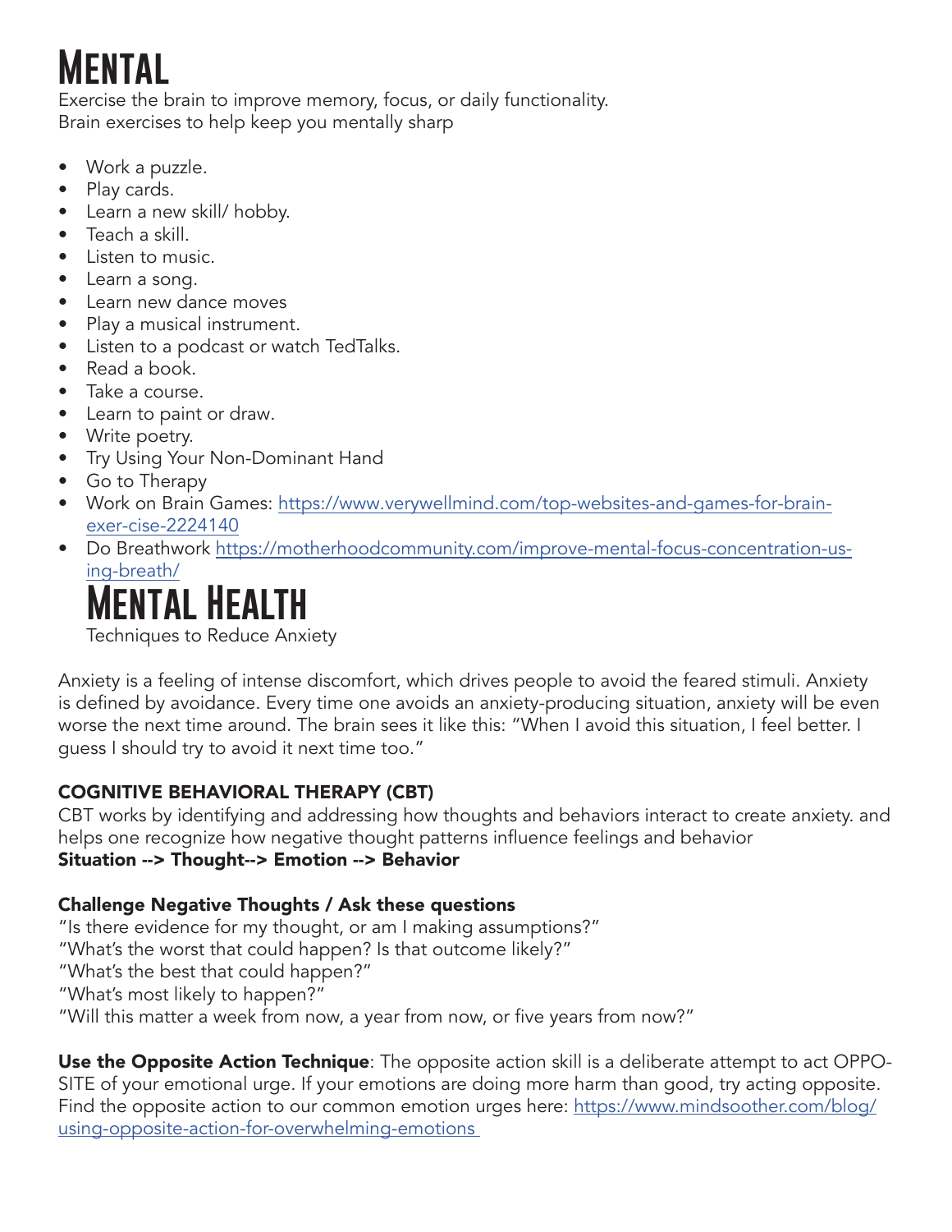# Mental

Exercise the brain to improve memory, focus, or daily functionality.
Brain exercises to help keep you mentally sharp

- Work a puzzle.
- Play cards.
- Learn a new skill/ hobby.
- Teach a skill.
- Listen to music.
- Learn a song.
- Learn new dance moves
- Play a musical instrument.
- Listen to a podcast or watch TedTalks.
- Read a book.
- Take a course.
- Learn to paint or draw.
- Write poetry.
- Try Using Your Non-Dominant Hand
- Go to Therapy
- Work on Brain Games: https://www.verywellmind.com/top-websites-and-games-for-brain-exer-cise-2224140
- Do Breathwork https://motherhoodcommunity.com/improve-mental-focus-concentration-us-ing-breath/

# Mental Health

Techniques to Reduce Anxiety

Anxiety is a feeling of intense discomfort, which drives people to avoid the feared stimuli. Anxiety is defined by avoidance. Every time one avoids an anxiety-producing situation, anxiety will be even worse the next time around. The brain sees it like this: "When I avoid this situation, I feel better. I guess I should try to avoid it next time too."

### COGNITIVE BEHAVIORAL THERAPY (CBT)

CBT works by identifying and addressing how thoughts and behaviors interact to create anxiety. and helps one recognize how negative thought patterns influence feelings and behavior
**Situation --> Thought--> Emotion --> Behavior**

### Challenge Negative Thoughts / Ask these questions

"Is there evidence for my thought, or am I making assumptions?"
"What's the worst that could happen? Is that outcome likely?"
"What's the best that could happen?"
"What's most likely to happen?"
"Will this matter a week from now, a year from now, or five years from now?"

**Use the Opposite Action Technique**: The opposite action skill is a deliberate attempt to act OPPO-SITE of your emotional urge. If your emotions are doing more harm than good, try acting opposite. Find the opposite action to our common emotion urges here: https://www.mindsoother.com/blog/using-opposite-action-for-overwhelming-emotions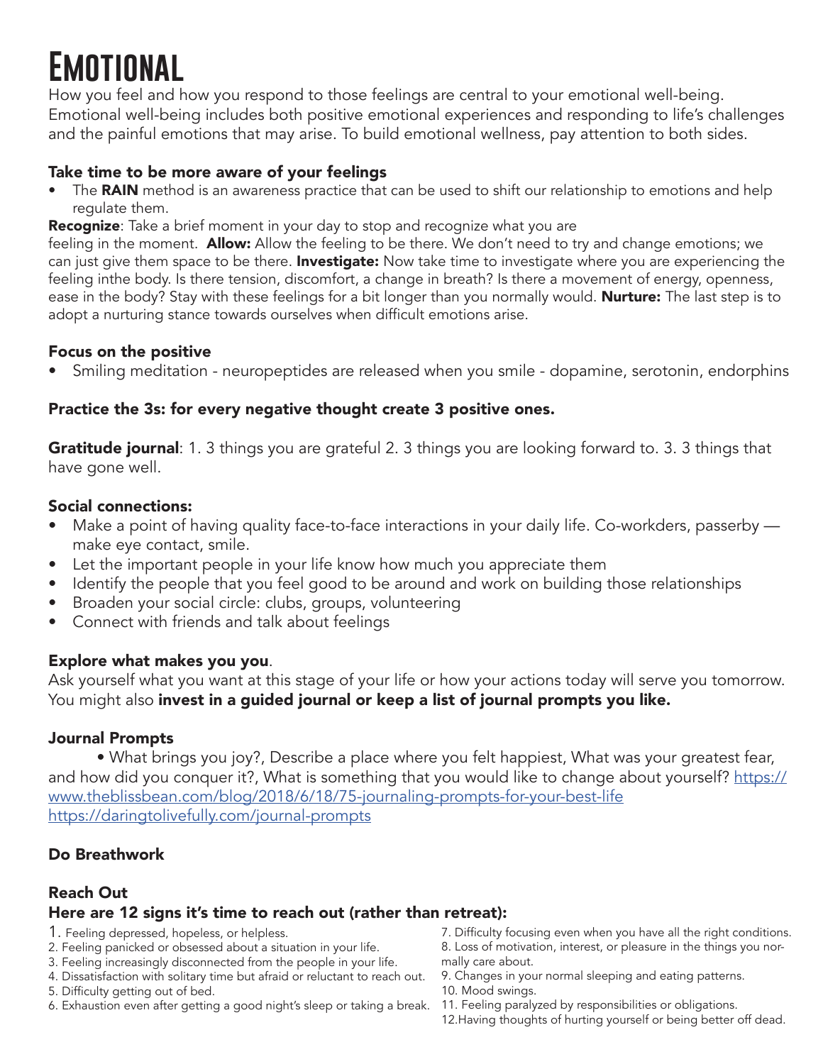# Emotional

How you feel and how you respond to those feelings are central to your emotional well-being. Emotional well-being includes both positive emotional experiences and responding to life's challenges and the painful emotions that may arise. To build emotional wellness, pay attention to both sides.

### Take time to be more aware of your feelings

- The **RAIN** method is an awareness practice that can be used to shift our relationship to emotions and help regulate them.

**Recognize**: Take a brief moment in your day to stop and recognize what you are feeling in the moment. **Allow:** Allow the feeling to be there. We don't need to try and change emotions; we can just give them space to be there. **Investigate:** Now take time to investigate where you are experiencing the feeling inthe body. Is there tension, discomfort, a change in breath? Is there a movement of energy, openness, ease in the body? Stay with these feelings for a bit longer than you normally would. **Nurture:** The last step is to adopt a nurturing stance towards ourselves when difficult emotions arise.

### Focus on the positive

- Smiling meditation - neuropeptides are released when you smile - dopamine, serotonin, endorphins

### Practice the 3s: for every negative thought create 3 positive ones.

**Gratitude journal**: 1. 3 things you are grateful 2. 3 things you are looking forward to. 3. 3 things that have gone well.

### Social connections:

- Make a point of having quality face-to-face interactions in your daily life. Co-workders, passerby — make eye contact, smile.
- Let the important people in your life know how much you appreciate them
- Identify the people that you feel good to be around and work on building those relationships
- Broaden your social circle: clubs, groups, volunteering
- Connect with friends and talk about feelings

**Explore what makes you you**.
Ask yourself what you want at this stage of your life or how your actions today will serve you tomorrow. You might also **invest in a guided journal or keep a list of journal prompts you like.**

### Journal Prompts

• What brings you joy?, Describe a place where you felt happiest, What was your greatest fear, and how did you conquer it?, What is something that you would like to change about yourself? https://www.theblissbean.com/blog/2018/6/18/75-journaling-prompts-for-your-best-life
https://daringtolivefully.com/journal-prompts

### Do Breathwork

### Reach Out

### Here are 12 signs it's time to reach out (rather than retreat):

1. Feeling depressed, hopeless, or helpless.
2. Feeling panicked or obsessed about a situation in your life.
3. Feeling increasingly disconnected from the people in your life.
4. Dissatisfaction with solitary time but afraid or reluctant to reach out.
5. Difficulty getting out of bed.
6. Exhaustion even after getting a good night's sleep or taking a break.
7. Difficulty focusing even when you have all the right conditions.
8. Loss of motivation, interest, or pleasure in the things you normally care about.
9. Changes in your normal sleeping and eating patterns.
10. Mood swings.
11. Feeling paralyzed by responsibilities or obligations.
12. Having thoughts of hurting yourself or being better off dead.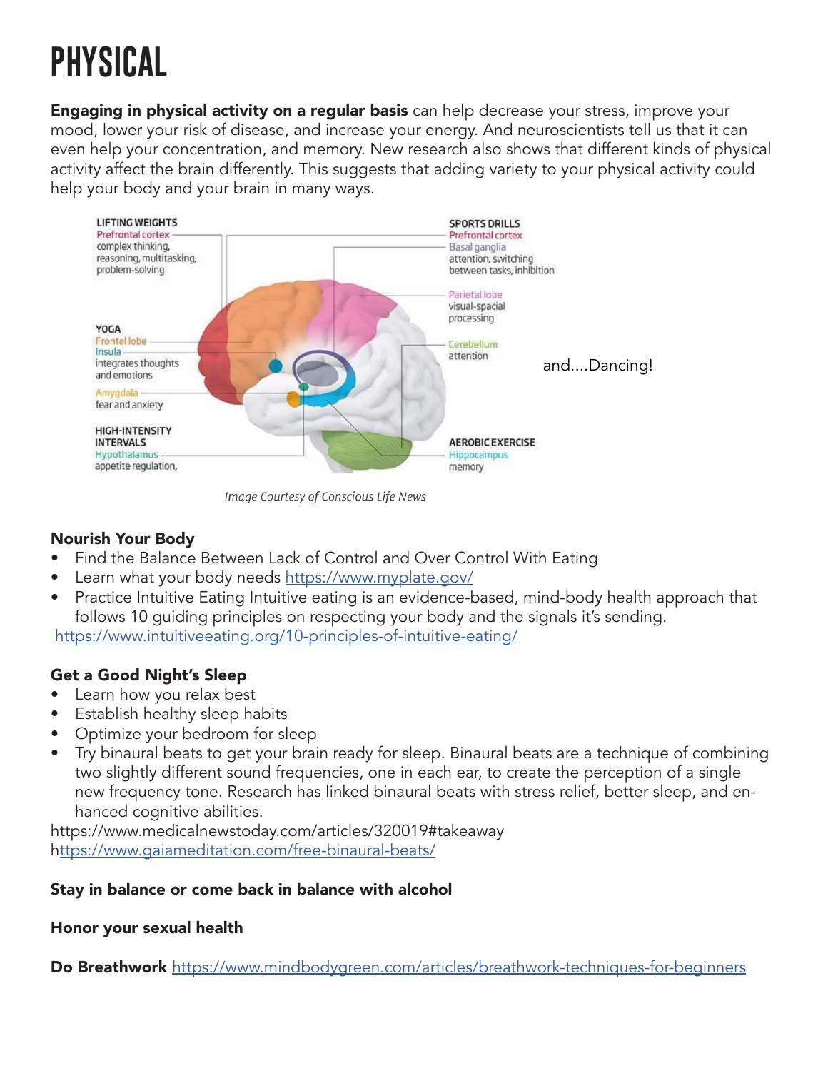# PHYSICAL

**Engaging in physical activity on a regular basis** can help decrease your stress, improve your mood, lower your risk of disease, and increase your energy. And neuroscientists tell us that it can even help your concentration, and memory. New research also shows that different kinds of physical activity affect the brain differently. This suggests that adding variety to your physical activity could help your body and your brain in many ways.

LIFTING WEIGHTS
Prefrontal cortex
complex thinking, reasoning, multitasking, problem-solving

YOGA
Frontal lobe
Insula
integrates thoughts and emotions
Amygdala
fear and anxiety

HIGH-INTENSITY INTERVALS
Hypothalamus
appetite regulation,

SPORTS DRILLS
Prefrontal cortex
Basal ganglia
attention, switching between tasks, inhibition

Parietal lobe
visual-spacial processing

Cerebellum
attention

AEROBIC EXERCISE
Hippocampus
memory

and....Dancing!

*Image Courtesy of Conscious Life News*

### Nourish Your Body

- Find the Balance Between Lack of Control and Over Control With Eating
- Learn what your body needs https://www.myplate.gov/
- Practice Intuitive Eating Intuitive eating is an evidence-based, mind-body health approach that follows 10 guiding principles on respecting your body and the signals it's sending.

https://www.intuitiveeating.org/10-principles-of-intuitive-eating/

### Get a Good Night's Sleep

- Learn how you relax best
- Establish healthy sleep habits
- Optimize your bedroom for sleep
- Try binaural beats to get your brain ready for sleep. Binaural beats are a technique of combining two slightly different sound frequencies, one in each ear, to create the perception of a single new frequency tone. Research has linked binaural beats with stress relief, better sleep, and enhanced cognitive abilities.

https://www.medicalnewstoday.com/articles/320019#takeaway
https://www.gaiameditation.com/free-binaural-beats/

**Stay in balance or come back in balance with alcohol**

**Honor your sexual health**

**Do Breathwork** https://www.mindbodygreen.com/articles/breathwork-techniques-for-beginners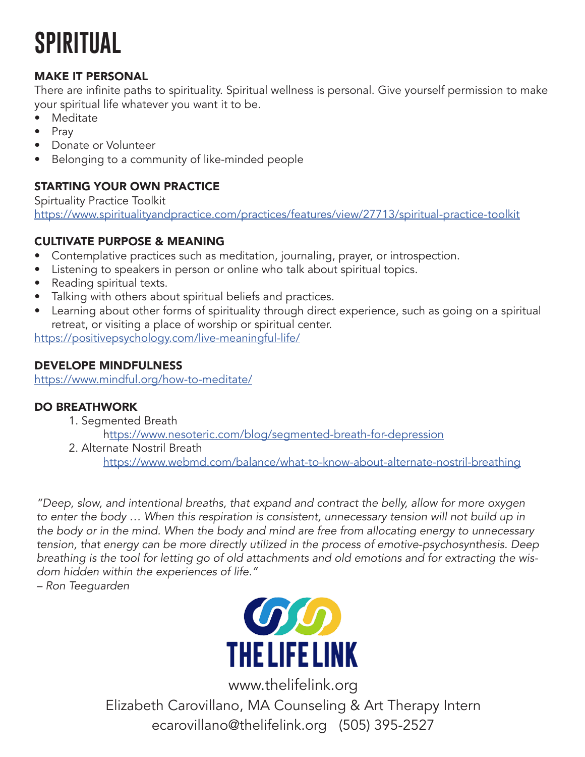# SPIRITUAL

### MAKE IT PERSONAL

There are infinite paths to spirituality. Spiritual wellness is personal. Give yourself permission to make your spiritual life whatever you want it to be.

- Meditate
- Pray
- Donate or Volunteer
- Belonging to a community of like-minded people

### STARTING YOUR OWN PRACTICE

Spirtuality Practice Toolkit
https://www.spiritualityandpractice.com/practices/features/view/27713/spiritual-practice-toolkit

### CULTIVATE PURPOSE & MEANING

- Contemplative practices such as meditation, journaling, prayer, or introspection.
- Listening to speakers in person or online who talk about spiritual topics.
- Reading spiritual texts.
- Talking with others about spiritual beliefs and practices.
- Learning about other forms of spirituality through direct experience, such as going on a spiritual retreat, or visiting a place of worship or spiritual center.

https://positivepsychology.com/live-meaningful-life/

### DEVELOPE MINDFULNESS

https://www.mindful.org/how-to-meditate/

### DO BREATHWORK

1. Segmented Breath
   https://www.nesoteric.com/blog/segmented-breath-for-depression
2. Alternate Nostril Breath
   https://www.webmd.com/balance/what-to-know-about-alternate-nostril-breathing

*"Deep, slow, and intentional breaths, that expand and contract the belly, allow for more oxygen to enter the body … When this respiration is consistent, unnecessary tension will not build up in the body or in the mind. When the body and mind are free from allocating energy to unnecessary tension, that energy can be more directly utilized in the process of emotive-psychosynthesis. Deep breathing is the tool for letting go of old attachments and old emotions and for extracting the wisdom hidden within the experiences of life."*
*– Ron Teeguarden*

THE LIFE LINK

www.thelifelink.org
Elizabeth Carovillano, MA Counseling & Art Therapy Intern
ecarovillano@thelifelink.org (505) 395-2527